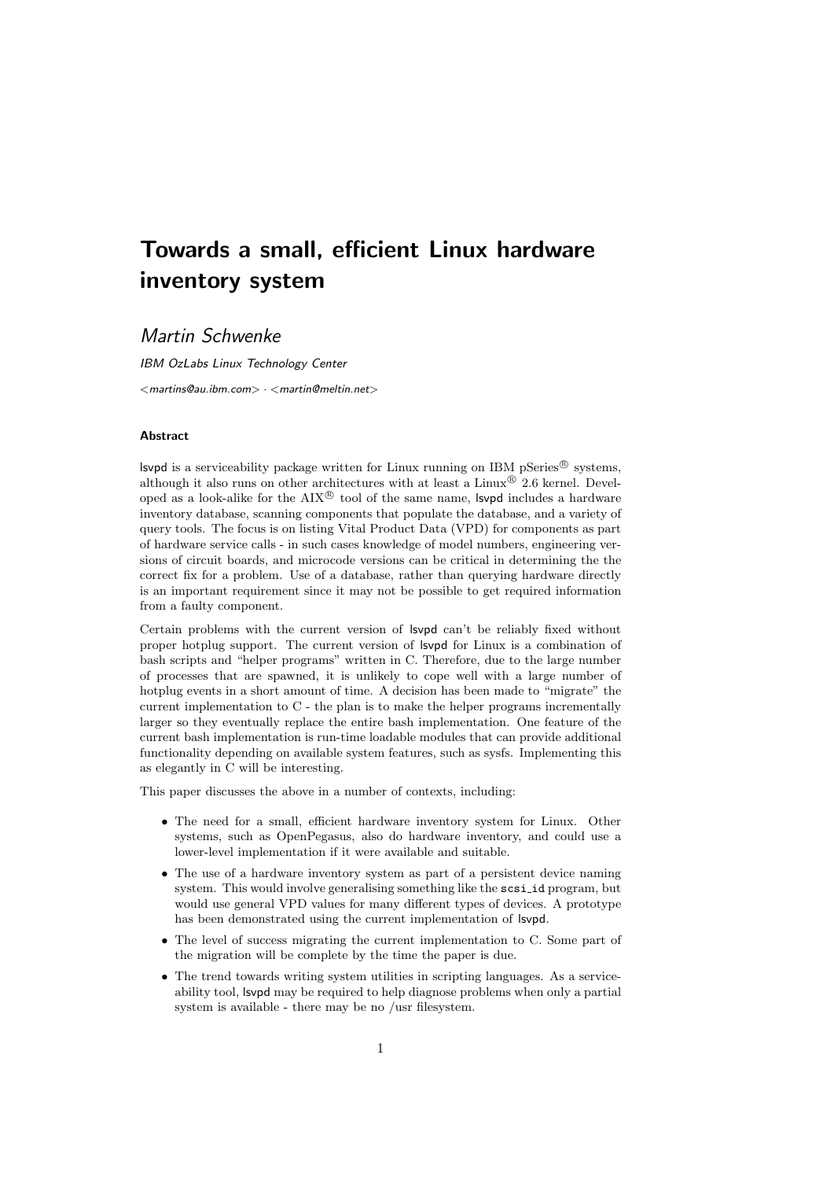# Towards a small, efficient Linux hardware inventory system

*Martin Schwenke*

*IBM OzLabs Linux Technology Center*

<martins@au.ibm.com> · <martin@meltin.net>

#### Abstract

lsvpd is a serviceability package written for Linux running on IBM pSeries® systems, although it also runs on other architectures with at least a Linux® 2.6 kernel. Developed as a look-alike for the AIX® tool of the same name, lsvpd includes a hardware inventory database, scanning components that populate the database, and a variety of query tools. The focus is on listing Vital Product Data (VPD) for components as part of hardware service calls - in such cases knowledge of model numbers, engineering versions of circuit boards, and microcode versions can be critical in determining the the correct fix for a problem. Use of a database, rather than querying hardware directly is an important requirement since it may not be possible to get required information from a faulty component.

Certain problems with the current version of lsvpd can't be reliably fixed without proper hotplug support. The current version of lsvpd for Linux is a combination of bash scripts and "helper programs" written in C. Therefore, due to the large number of processes that are spawned, it is unlikely to cope well with a large number of hotplug events in a short amount of time. A decision has been made to "migrate" the current implementation to C - the plan is to make the helper programs incrementally larger so they eventually replace the entire bash implementation. One feature of the current bash implementation is run-time loadable modules that can provide additional functionality depending on available system features, such as sysfs. Implementing this as elegantly in C will be interesting.

This paper discusses the above in a number of contexts, including:

- The need for a small, efficient hardware inventory system for Linux. Other systems, such as OpenPegasus, also do hardware inventory, and could use a lower-level implementation if it were available and suitable.
- The use of a hardware inventory system as part of a persistent device naming system. This would involve generalising something like the `scsi_id` program, but would use general VPD values for many different types of devices. A prototype has been demonstrated using the current implementation of lsvpd.
- The level of success migrating the current implementation to C. Some part of the migration will be complete by the time the paper is due.
- The trend towards writing system utilities in scripting languages. As a serviceability tool, lsvpd may be required to help diagnose problems when only a partial system is available - there may be no /usr filesystem.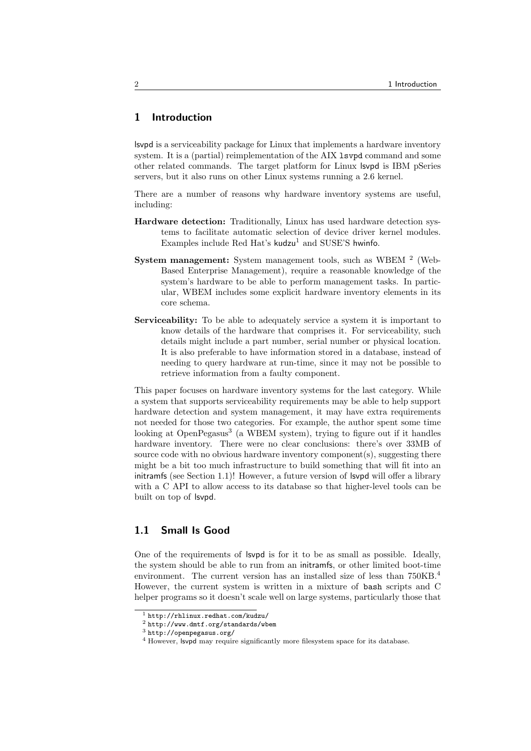# 1 Introduction

lsvpd is a serviceability package for Linux that implements a hardware inventory system. It is a (partial) reimplementation of the AIX `lsvpd` command and some other related commands. The target platform for Linux lsvpd is IBM pSeries servers, but it also runs on other Linux systems running a 2.6 kernel.

There are a number of reasons why hardware inventory systems are useful, including:

**Hardware detection:** Traditionally, Linux has used hardware detection systems to facilitate automatic selection of device driver kernel modules. Examples include Red Hat's kudzu[1] and SUSE'S hwinfo.

**System management:** System management tools, such as WBEM [2] (Web-Based Enterprise Management), require a reasonable knowledge of the system's hardware to be able to perform management tasks. In particular, WBEM includes some explicit hardware inventory elements in its core schema.

**Serviceability:** To be able to adequately service a system it is important to know details of the hardware that comprises it. For serviceability, such details might include a part number, serial number or physical location. It is also preferable to have information stored in a database, instead of needing to query hardware at run-time, since it may not be possible to retrieve information from a faulty component.

This paper focuses on hardware inventory systems for the last category. While a system that supports serviceability requirements may be able to help support hardware detection and system management, it may have extra requirements not needed for those two categories. For example, the author spent some time looking at OpenPegasus[3] (a WBEM system), trying to figure out if it handles hardware inventory. There were no clear conclusions: there's over 33MB of source code with no obvious hardware inventory component(s), suggesting there might be a bit too much infrastructure to build something that will fit into an initramfs (see Section 1.1)! However, a future version of lsvpd will offer a library with a C API to allow access to its database so that higher-level tools can be built on top of lsvpd.

## 1.1 Small Is Good

One of the requirements of lsvpd is for it to be as small as possible. Ideally, the system should be able to run from an initramfs, or other limited boot-time environment. The current version has an installed size of less than 750KB.[4] However, the current system is written in a mixture of `bash` scripts and C helper programs so it doesn't scale well on large systems, particularly those that

[1] `http://rhlinux.redhat.com/kudzu/`

[2] `http://www.dmtf.org/standards/wbem`

[3] `http://openpegasus.org/`

[4] However, lsvpd may require significantly more filesystem space for its database.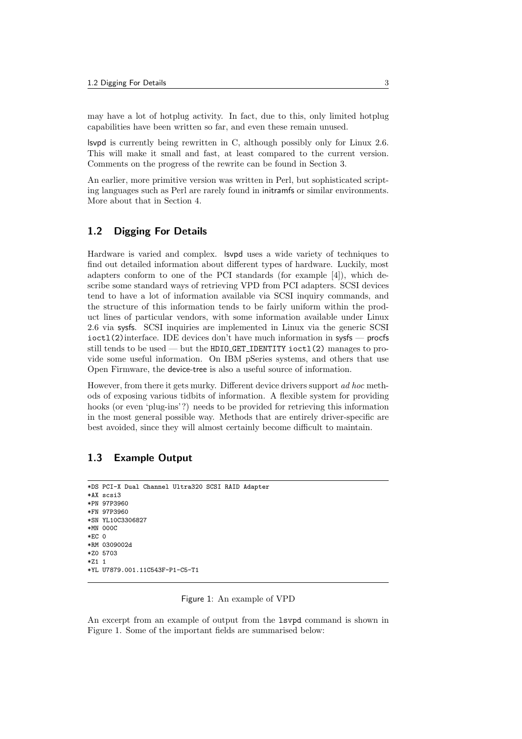may have a lot of hotplug activity. In fact, due to this, only limited hotplug capabilities have been written so far, and even these remain unused.

lsvpd is currently being rewritten in C, although possibly only for Linux 2.6. This will make it small and fast, at least compared to the current version. Comments on the progress of the rewrite can be found in Section 3.

An earlier, more primitive version was written in Perl, but sophisticated scripting languages such as Perl are rarely found in initramfs or similar environments. More about that in Section 4.

## 1.2 Digging For Details

Hardware is varied and complex. lsvpd uses a wide variety of techniques to find out detailed information about different types of hardware. Luckily, most adapters conform to one of the PCI standards (for example [4]), which describe some standard ways of retrieving VPD from PCI adapters. SCSI devices tend to have a lot of information available via SCSI inquiry commands, and the structure of this information tends to be fairly uniform within the product lines of particular vendors, with some information available under Linux 2.6 via sysfs. SCSI inquiries are implemented in Linux via the generic SCSI `ioctl(2)` interface. IDE devices don't have much information in sysfs — procfs still tends to be used — but the `HDIO_GET_IDENTITY` `ioctl(2)` manages to provide some useful information. On IBM pSeries systems, and others that use Open Firmware, the device-tree is also a useful source of information.

However, from there it gets murky. Different device drivers support *ad hoc* methods of exposing various tidbits of information. A flexible system for providing hooks (or even 'plug-ins'?) needs to be provided for retrieving this information in the most general possible way. Methods that are entirely driver-specific are best avoided, since they will almost certainly become difficult to maintain.

## 1.3 Example Output

```
*DS PCI-X Dual Channel Ultra320 SCSI RAID Adapter
*AX scsi3
*PN 97P3960
*FN 97P3960
*SN YL10C3306827
*MN 000C
*EC 0
*RM 0309002d
*Z0 5703
*Z1 1
*YL U7879.001.11C543F-P1-C5-T1
```

Figure 1: An example of VPD

An excerpt from an example of output from the `lsvpd` command is shown in Figure 1. Some of the important fields are summarised below: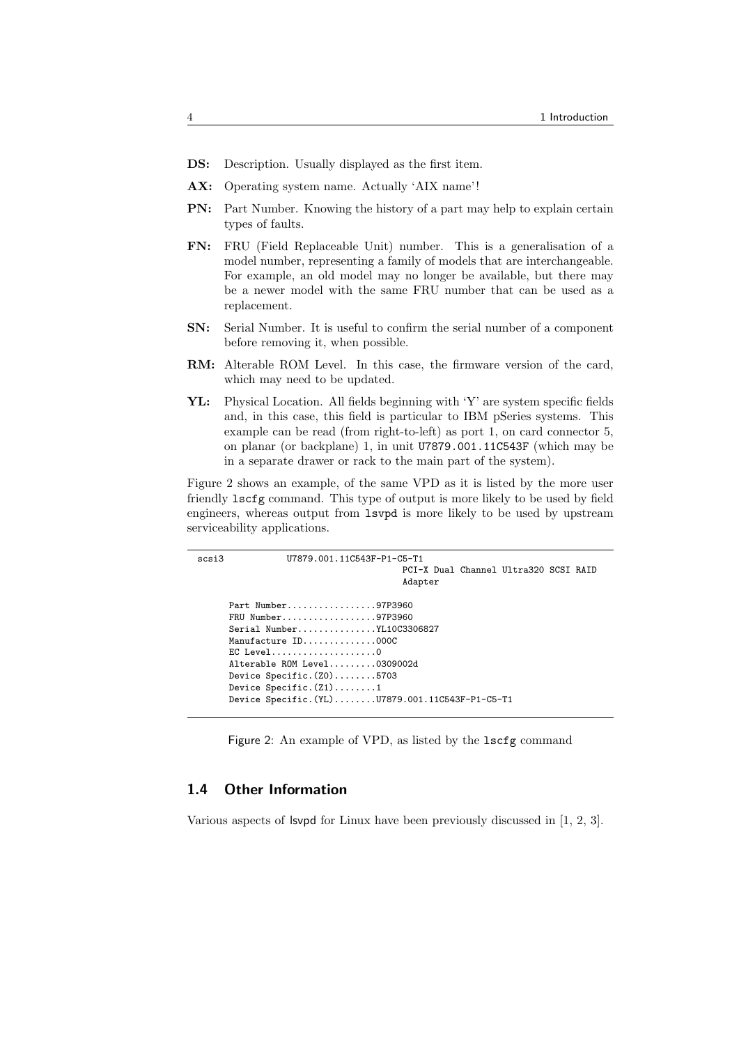**DS:** Description. Usually displayed as the first item.

**AX:** Operating system name. Actually 'AIX name'!

**PN:** Part Number. Knowing the history of a part may help to explain certain types of faults.

**FN:** FRU (Field Replaceable Unit) number. This is a generalisation of a model number, representing a family of models that are interchangeable. For example, an old model may no longer be available, but there may be a newer model with the same FRU number that can be used as a replacement.

**SN:** Serial Number. It is useful to confirm the serial number of a component before removing it, when possible.

**RM:** Alterable ROM Level. In this case, the firmware version of the card, which may need to be updated.

**YL:** Physical Location. All fields beginning with 'Y' are system specific fields and, in this case, this field is particular to IBM pSeries systems. This example can be read (from right-to-left) as port 1, on card connector 5, on planar (or backplane) 1, in unit `U7879.001.11C543F` (which may be in a separate drawer or rack to the main part of the system).

Figure 2 shows an example, of the same VPD as it is listed by the more user friendly `lscfg` command. This type of output is more likely to be used by field engineers, whereas output from `lsvpd` is more likely to be used by upstream serviceability applications.

```
scsi3          U7879.001.11C543F-P1-C5-T1
                                PCI-X Dual Channel Ultra320 SCSI RAID
                                Adapter

      Part Number.................97P3960
      FRU Number..................97P3960
      Serial Number...............YL10C3306827
      Manufacture ID..............000C
      EC Level....................0
      Alterable ROM Level.........0309002d
      Device Specific.(Z0)........5703
      Device Specific.(Z1)........1
      Device Specific.(YL)........U7879.001.11C543F-P1-C5-T1
```

Figure 2: An example of VPD, as listed by the `lscfg` command

## 1.4 Other Information

Various aspects of lsvpd for Linux have been previously discussed in [1, 2, 3].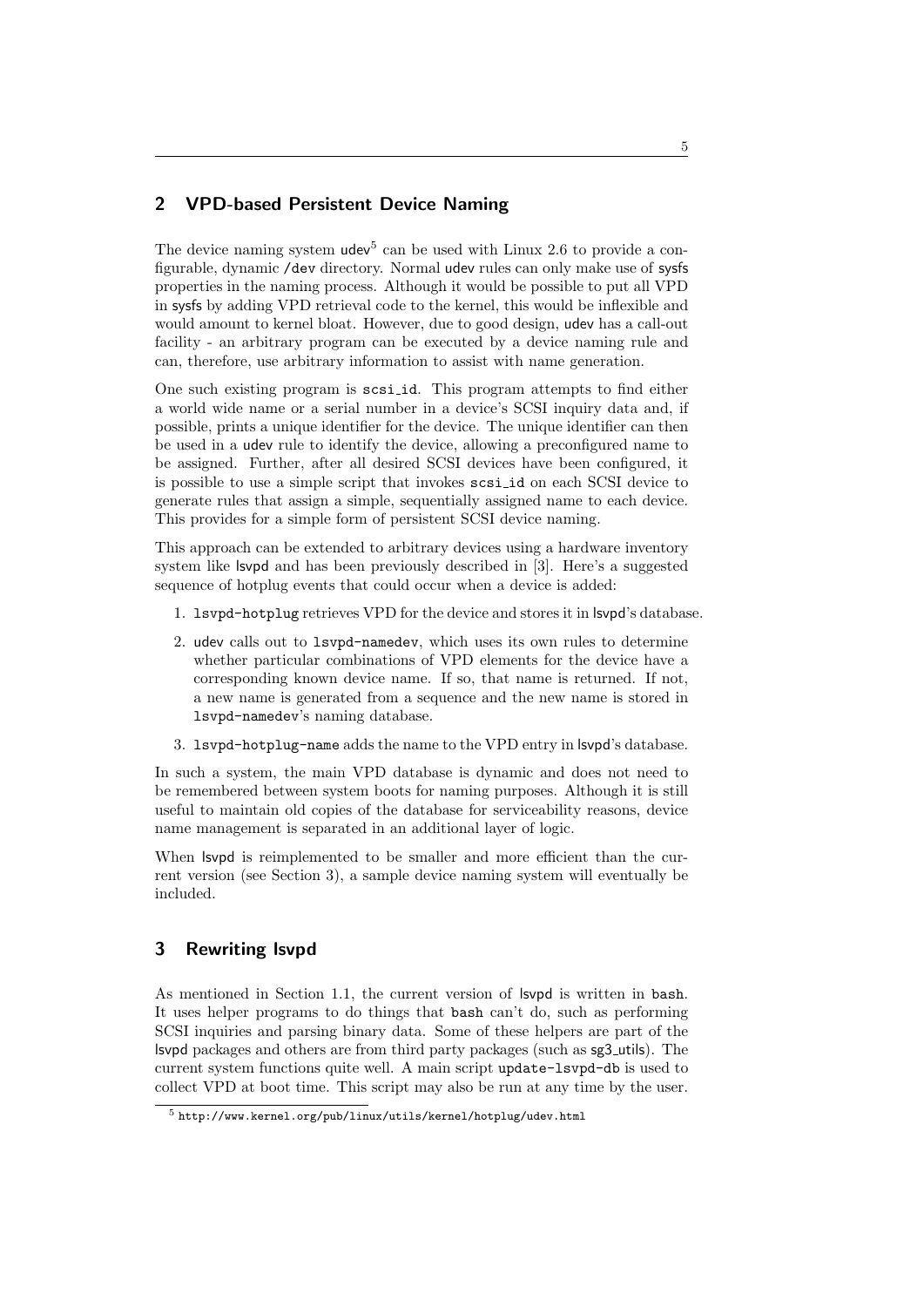## 2 VPD-based Persistent Device Naming

The device naming system udev[5] can be used with Linux 2.6 to provide a configurable, dynamic /dev directory. Normal udev rules can only make use of sysfs properties in the naming process. Although it would be possible to put all VPD in sysfs by adding VPD retrieval code to the kernel, this would be inflexible and would amount to kernel bloat. However, due to good design, udev has a call-out facility - an arbitrary program can be executed by a device naming rule and can, therefore, use arbitrary information to assist with name generation.

One such existing program is `scsi_id`. This program attempts to find either a world wide name or a serial number in a device's SCSI inquiry data and, if possible, prints a unique identifier for the device. The unique identifier can then be used in a udev rule to identify the device, allowing a preconfigured name to be assigned. Further, after all desired SCSI devices have been configured, it is possible to use a simple script that invokes `scsi_id` on each SCSI device to generate rules that assign a simple, sequentially assigned name to each device. This provides for a simple form of persistent SCSI device naming.

This approach can be extended to arbitrary devices using a hardware inventory system like lsvpd and has been previously described in [3]. Here's a suggested sequence of hotplug events that could occur when a device is added:

1. `lsvpd-hotplug` retrieves VPD for the device and stores it in lsvpd's database.
2. udev calls out to `lsvpd-namedev`, which uses its own rules to determine whether particular combinations of VPD elements for the device have a corresponding known device name. If so, that name is returned. If not, a new name is generated from a sequence and the new name is stored in `lsvpd-namedev`'s naming database.
3. `lsvpd-hotplug-name` adds the name to the VPD entry in lsvpd's database.

In such a system, the main VPD database is dynamic and does not need to be remembered between system boots for naming purposes. Although it is still useful to maintain old copies of the database for serviceability reasons, device name management is separated in an additional layer of logic.

When lsvpd is reimplemented to be smaller and more efficient than the current version (see Section 3), a sample device naming system will eventually be included.

## 3 Rewriting lsvpd

As mentioned in Section 1.1, the current version of lsvpd is written in `bash`. It uses helper programs to do things that `bash` can't do, such as performing SCSI inquiries and parsing binary data. Some of these helpers are part of the lsvpd packages and others are from third party packages (such as sg3_utils). The current system functions quite well. A main script `update-lsvpd-db` is used to collect VPD at boot time. This script may also be run at any time by the user.

[5] `http://www.kernel.org/pub/linux/utils/kernel/hotplug/udev.html`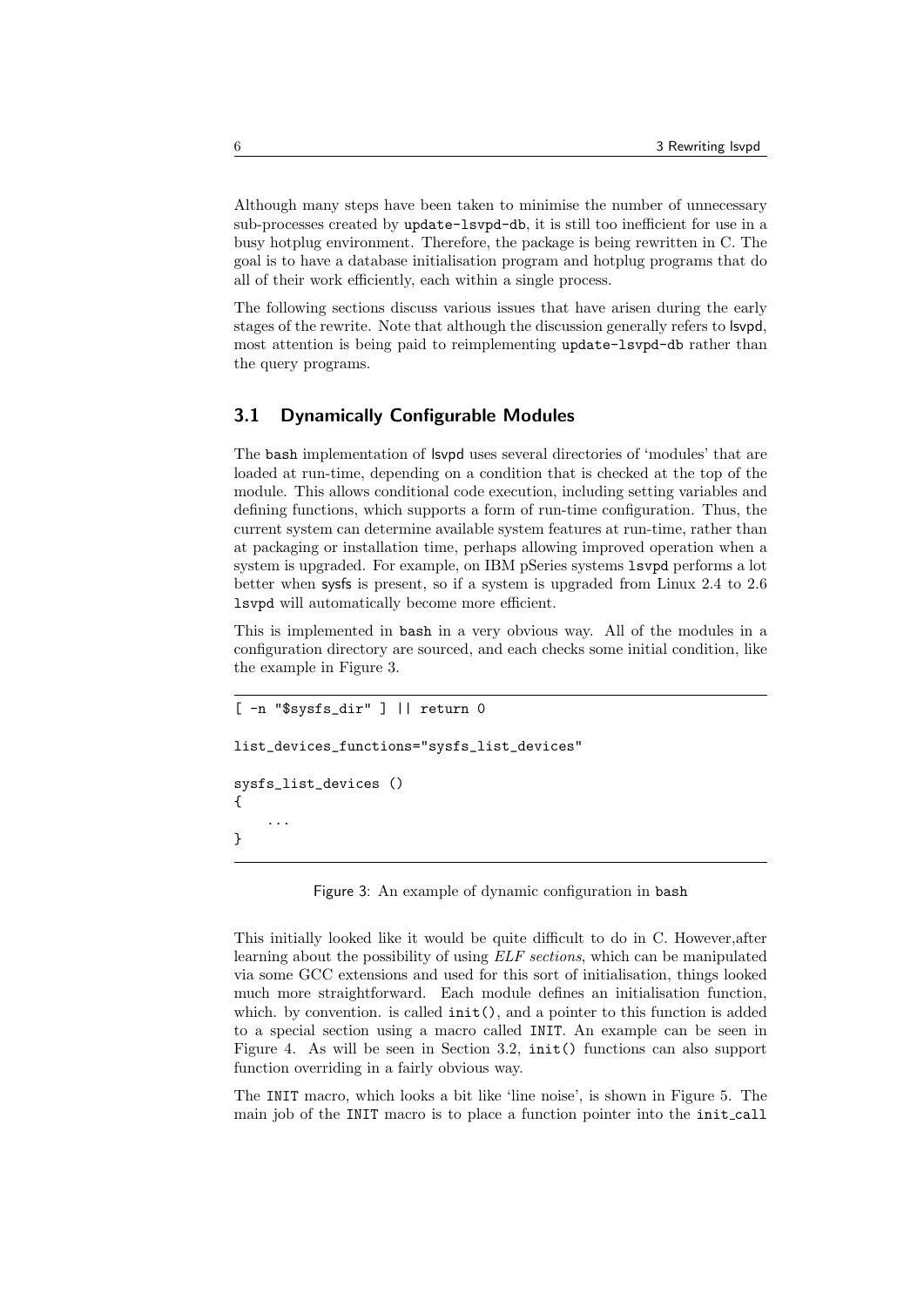Although many steps have been taken to minimise the number of unnecessary sub-processes created by `update-lsvpd-db`, it is still too inefficient for use in a busy hotplug environment. Therefore, the package is being rewritten in C. The goal is to have a database initialisation program and hotplug programs that do all of their work efficiently, each within a single process.

The following sections discuss various issues that have arisen during the early stages of the rewrite. Note that although the discussion generally refers to lsvpd, most attention is being paid to reimplementing `update-lsvpd-db` rather than the query programs.

## 3.1 Dynamically Configurable Modules

The `bash` implementation of lsvpd uses several directories of 'modules' that are loaded at run-time, depending on a condition that is checked at the top of the module. This allows conditional code execution, including setting variables and defining functions, which supports a form of run-time configuration. Thus, the current system can determine available system features at run-time, rather than at packaging or installation time, perhaps allowing improved operation when a system is upgraded. For example, on IBM pSeries systems `lsvpd` performs a lot better when sysfs is present, so if a system is upgraded from Linux 2.4 to 2.6 `lsvpd` will automatically become more efficient.

This is implemented in `bash` in a very obvious way. All of the modules in a configuration directory are sourced, and each checks some initial condition, like the example in Figure 3.

```
[ -n "$sysfs_dir" ] || return 0

list_devices_functions="sysfs_list_devices"

sysfs_list_devices ()
{
    ...
}
```

Figure 3: An example of dynamic configuration in `bash`

This initially looked like it would be quite difficult to do in C. However,after learning about the possibility of using *ELF sections*, which can be manipulated via some GCC extensions and used for this sort of initialisation, things looked much more straightforward. Each module defines an initialisation function, which. by convention. is called `init()`, and a pointer to this function is added to a special section using a macro called `INIT`. An example can be seen in Figure 4. As will be seen in Section 3.2, `init()` functions can also support function overriding in a fairly obvious way.

The `INIT` macro, which looks a bit like 'line noise', is shown in Figure 5. The main job of the `INIT` macro is to place a function pointer into the `init_call`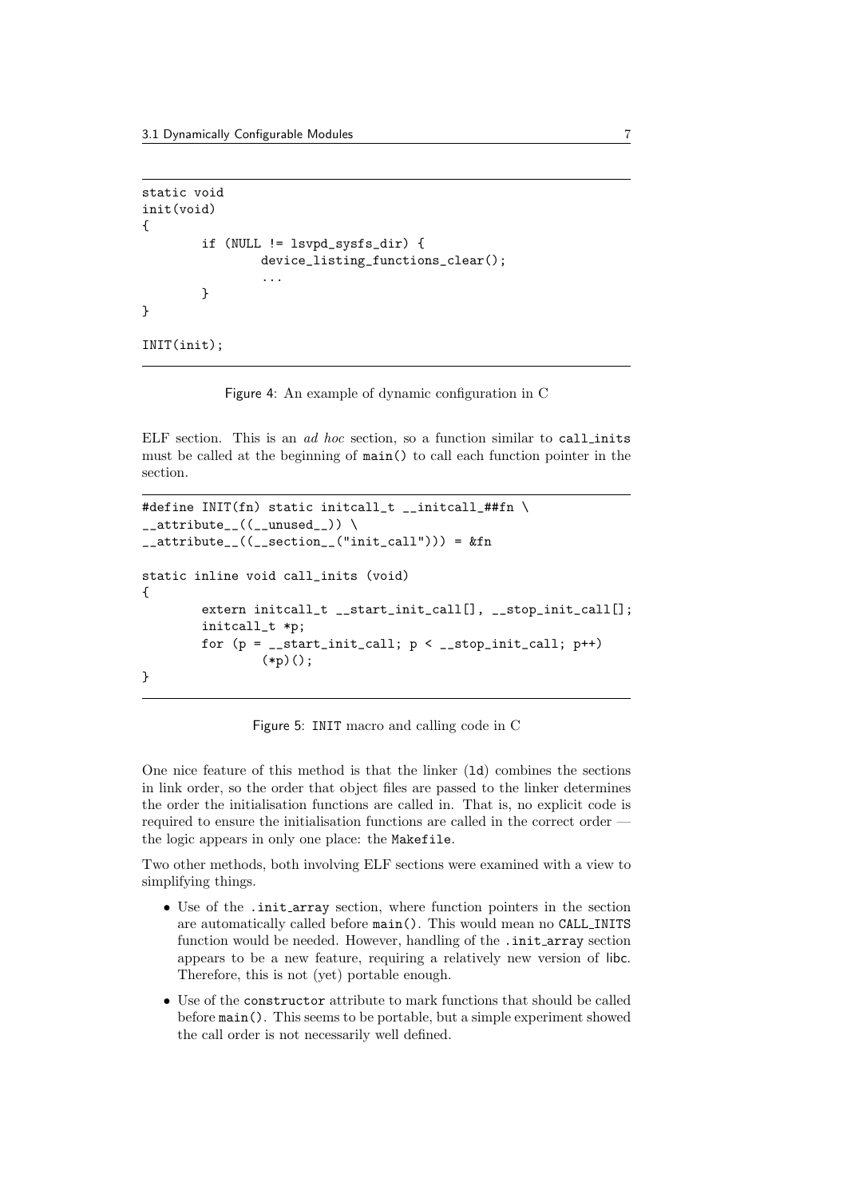```
static void
init(void)
{
        if (NULL != lsvpd_sysfs_dir) {
                device_listing_functions_clear();
                ...
        }
}

INIT(init);
```

Figure 4: An example of dynamic configuration in C

ELF section. This is an *ad hoc* section, so a function similar to `call_inits` must be called at the beginning of `main()` to call each function pointer in the section.

```
#define INIT(fn) static initcall_t __initcall_##fn \
__attribute__((__unused__)) \
__attribute__((__section__("init_call"))) = &fn

static inline void call_inits (void)
{
        extern initcall_t __start_init_call[], __stop_init_call[];
        initcall_t *p;
        for (p = __start_init_call; p < __stop_init_call; p++)
                (*p)();
}
```

Figure 5: `INIT` macro and calling code in C

One nice feature of this method is that the linker (`ld`) combines the sections in link order, so the order that object files are passed to the linker determines the order the initialisation functions are called in. That is, no explicit code is required to ensure the initialisation functions are called in the correct order — the logic appears in only one place: the `Makefile`.

Two other methods, both involving ELF sections were examined with a view to simplifying things.

- Use of the `.init_array` section, where function pointers in the section are automatically called before `main()`. This would mean no `CALL_INITS` function would be needed. However, handling of the `.init_array` section appears to be a new feature, requiring a relatively new version of libc. Therefore, this is not (yet) portable enough.
- Use of the `constructor` attribute to mark functions that should be called before `main()`. This seems to be portable, but a simple experiment showed the call order is not necessarily well defined.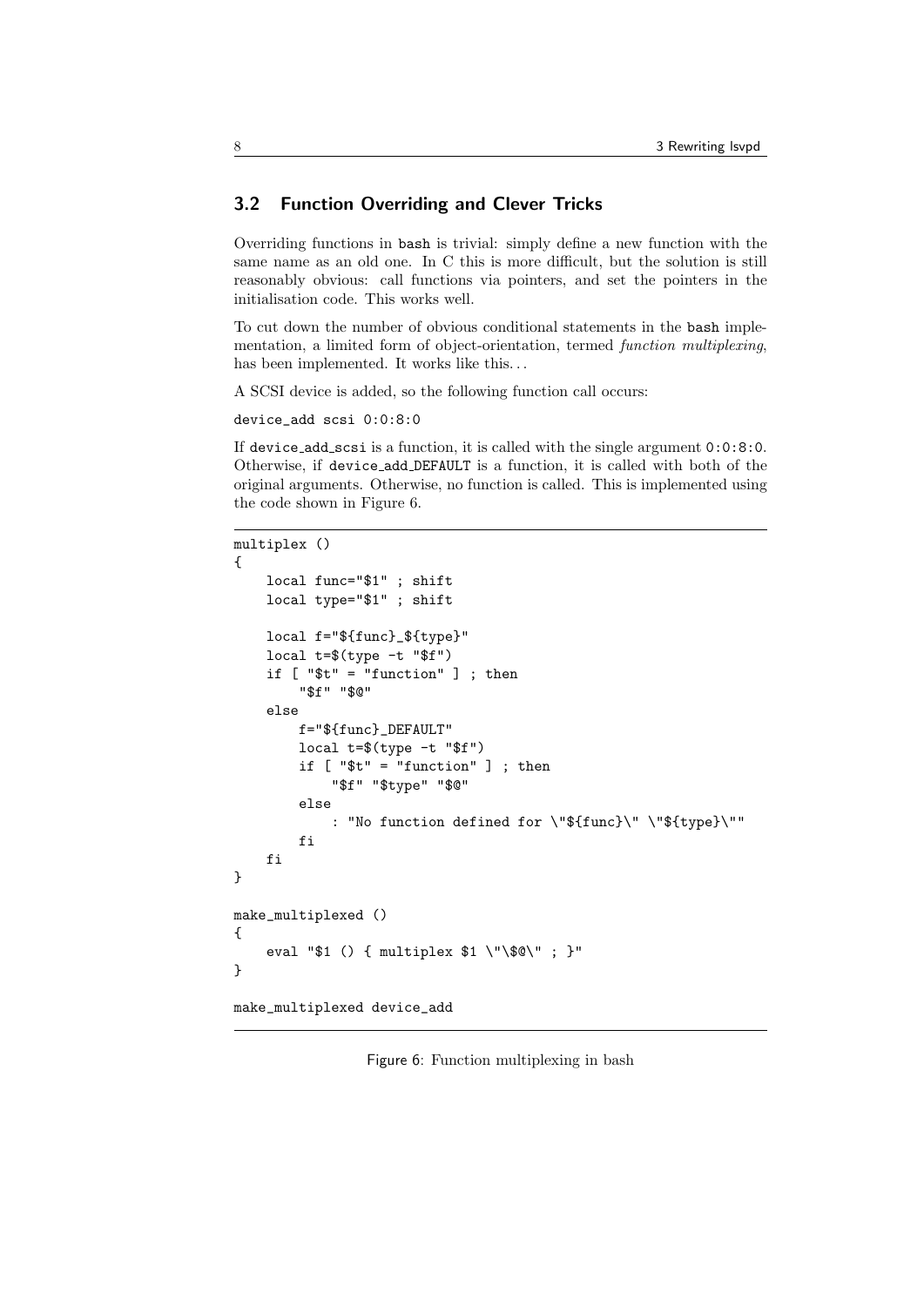## 3.2 Function Overriding and Clever Tricks

Overriding functions in bash is trivial: simply define a new function with the same name as an old one. In C this is more difficult, but the solution is still reasonably obvious: call functions via pointers, and set the pointers in the initialisation code. This works well.

To cut down the number of obvious conditional statements in the bash implementation, a limited form of object-orientation, termed *function multiplexing*, has been implemented. It works like this...

A SCSI device is added, so the following function call occurs:

```
device_add scsi 0:0:8:0
```

If device_add_scsi is a function, it is called with the single argument 0:0:8:0. Otherwise, if device_add_DEFAULT is a function, it is called with both of the original arguments. Otherwise, no function is called. This is implemented using the code shown in Figure 6.

```
multiplex ()
{
    local func="$1" ; shift
    local type="$1" ; shift

    local f="${func}_${type}"
    local t=$(type -t "$f")
    if [ "$t" = "function" ] ; then
        "$f" "$@"
    else
        f="${func}_DEFAULT"
        local t=$(type -t "$f")
        if [ "$t" = "function" ] ; then
            "$f" "$type" "$@"
        else
            : "No function defined for \"${func}\" \"${type}\""
        fi
    fi
}

make_multiplexed ()
{
    eval "$1 () { multiplex $1 \"\$@\" ; }"
}

make_multiplexed device_add
```

Figure 6: Function multiplexing in bash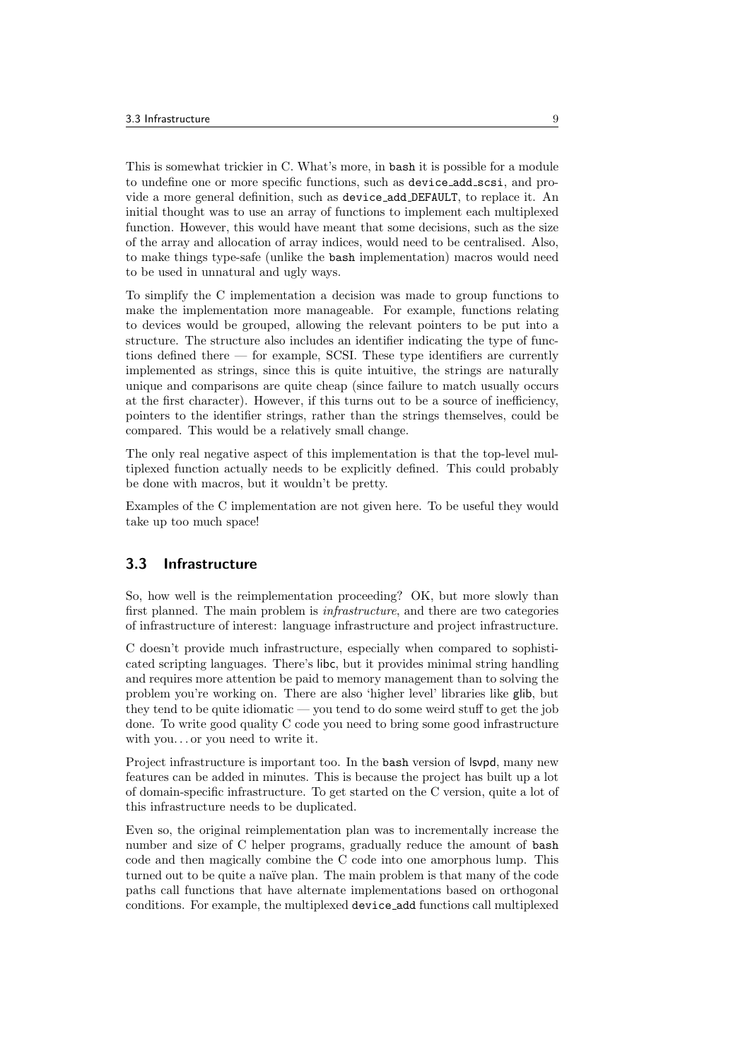This is somewhat trickier in C. What's more, in bash it is possible for a module to undefine one or more specific functions, such as device_add_scsi, and provide a more general definition, such as device_add_DEFAULT, to replace it. An initial thought was to use an array of functions to implement each multiplexed function. However, this would have meant that some decisions, such as the size of the array and allocation of array indices, would need to be centralised. Also, to make things type-safe (unlike the bash implementation) macros would need to be used in unnatural and ugly ways.

To simplify the C implementation a decision was made to group functions to make the implementation more manageable. For example, functions relating to devices would be grouped, allowing the relevant pointers to be put into a structure. The structure also includes an identifier indicating the type of functions defined there — for example, SCSI. These type identifiers are currently implemented as strings, since this is quite intuitive, the strings are naturally unique and comparisons are quite cheap (since failure to match usually occurs at the first character). However, if this turns out to be a source of inefficiency, pointers to the identifier strings, rather than the strings themselves, could be compared. This would be a relatively small change.

The only real negative aspect of this implementation is that the top-level multiplexed function actually needs to be explicitly defined. This could probably be done with macros, but it wouldn't be pretty.

Examples of the C implementation are not given here. To be useful they would take up too much space!

## 3.3 Infrastructure

So, how well is the reimplementation proceeding? OK, but more slowly than first planned. The main problem is *infrastructure*, and there are two categories of infrastructure of interest: language infrastructure and project infrastructure.

C doesn't provide much infrastructure, especially when compared to sophisticated scripting languages. There's libc, but it provides minimal string handling and requires more attention be paid to memory management than to solving the problem you're working on. There are also 'higher level' libraries like glib, but they tend to be quite idiomatic — you tend to do some weird stuff to get the job done. To write good quality C code you need to bring some good infrastructure with you... or you need to write it.

Project infrastructure is important too. In the bash version of lsvpd, many new features can be added in minutes. This is because the project has built up a lot of domain-specific infrastructure. To get started on the C version, quite a lot of this infrastructure needs to be duplicated.

Even so, the original reimplementation plan was to incrementally increase the number and size of C helper programs, gradually reduce the amount of bash code and then magically combine the C code into one amorphous lump. This turned out to be quite a naïve plan. The main problem is that many of the code paths call functions that have alternate implementations based on orthogonal conditions. For example, the multiplexed device_add functions call multiplexed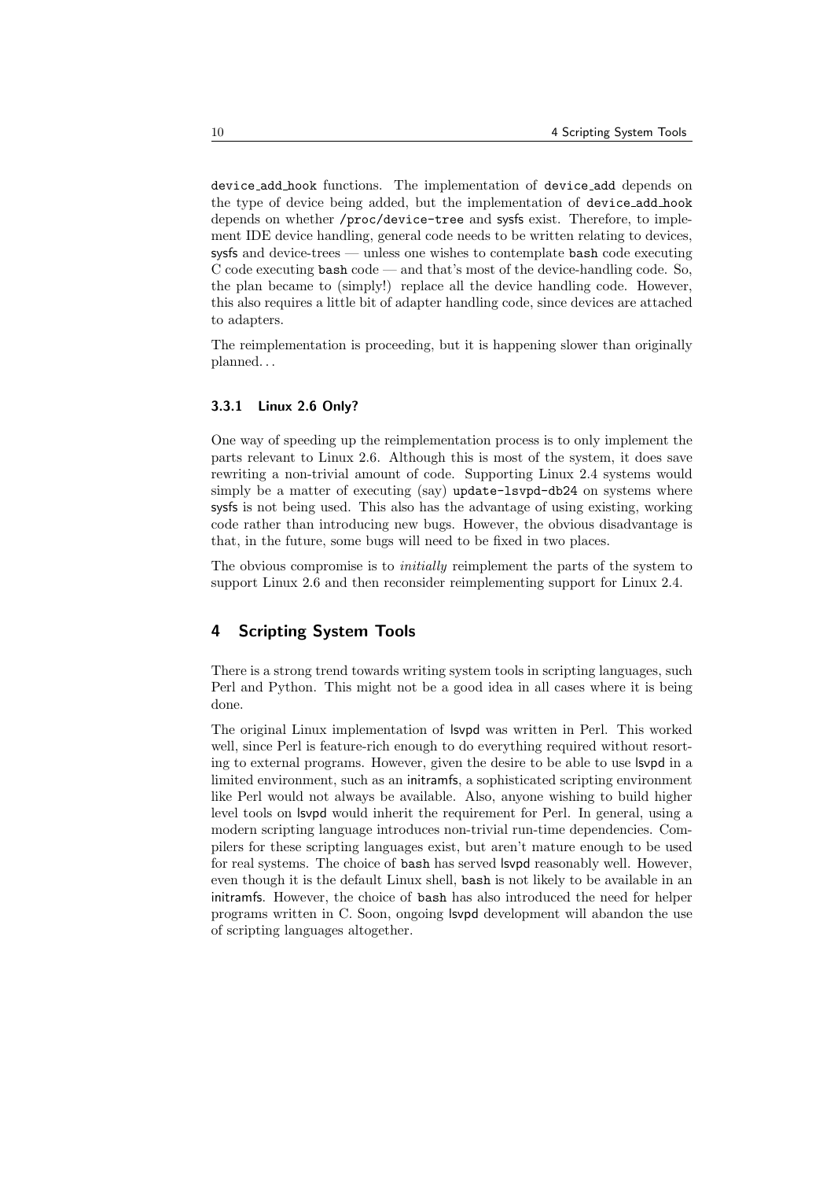device_add_hook functions. The implementation of device_add depends on the type of device being added, but the implementation of device_add_hook depends on whether /proc/device-tree and sysfs exist. Therefore, to implement IDE device handling, general code needs to be written relating to devices, sysfs and device-trees — unless one wishes to contemplate bash code executing C code executing bash code — and that's most of the device-handling code. So, the plan became to (simply!) replace all the device handling code. However, this also requires a little bit of adapter handling code, since devices are attached to adapters.

The reimplementation is proceeding, but it is happening slower than originally planned. . .

### 3.3.1 Linux 2.6 Only?

One way of speeding up the reimplementation process is to only implement the parts relevant to Linux 2.6. Although this is most of the system, it does save rewriting a non-trivial amount of code. Supporting Linux 2.4 systems would simply be a matter of executing (say) update-lsvpd-db24 on systems where sysfs is not being used. This also has the advantage of using existing, working code rather than introducing new bugs. However, the obvious disadvantage is that, in the future, some bugs will need to be fixed in two places.

The obvious compromise is to *initially* reimplement the parts of the system to support Linux 2.6 and then reconsider reimplementing support for Linux 2.4.

## 4 Scripting System Tools

There is a strong trend towards writing system tools in scripting languages, such Perl and Python. This might not be a good idea in all cases where it is being done.

The original Linux implementation of lsvpd was written in Perl. This worked well, since Perl is feature-rich enough to do everything required without resorting to external programs. However, given the desire to be able to use lsvpd in a limited environment, such as an initramfs, a sophisticated scripting environment like Perl would not always be available. Also, anyone wishing to build higher level tools on lsvpd would inherit the requirement for Perl. In general, using a modern scripting language introduces non-trivial run-time dependencies. Compilers for these scripting languages exist, but aren't mature enough to be used for real systems. The choice of bash has served lsvpd reasonably well. However, even though it is the default Linux shell, bash is not likely to be available in an initramfs. However, the choice of bash has also introduced the need for helper programs written in C. Soon, ongoing lsvpd development will abandon the use of scripting languages altogether.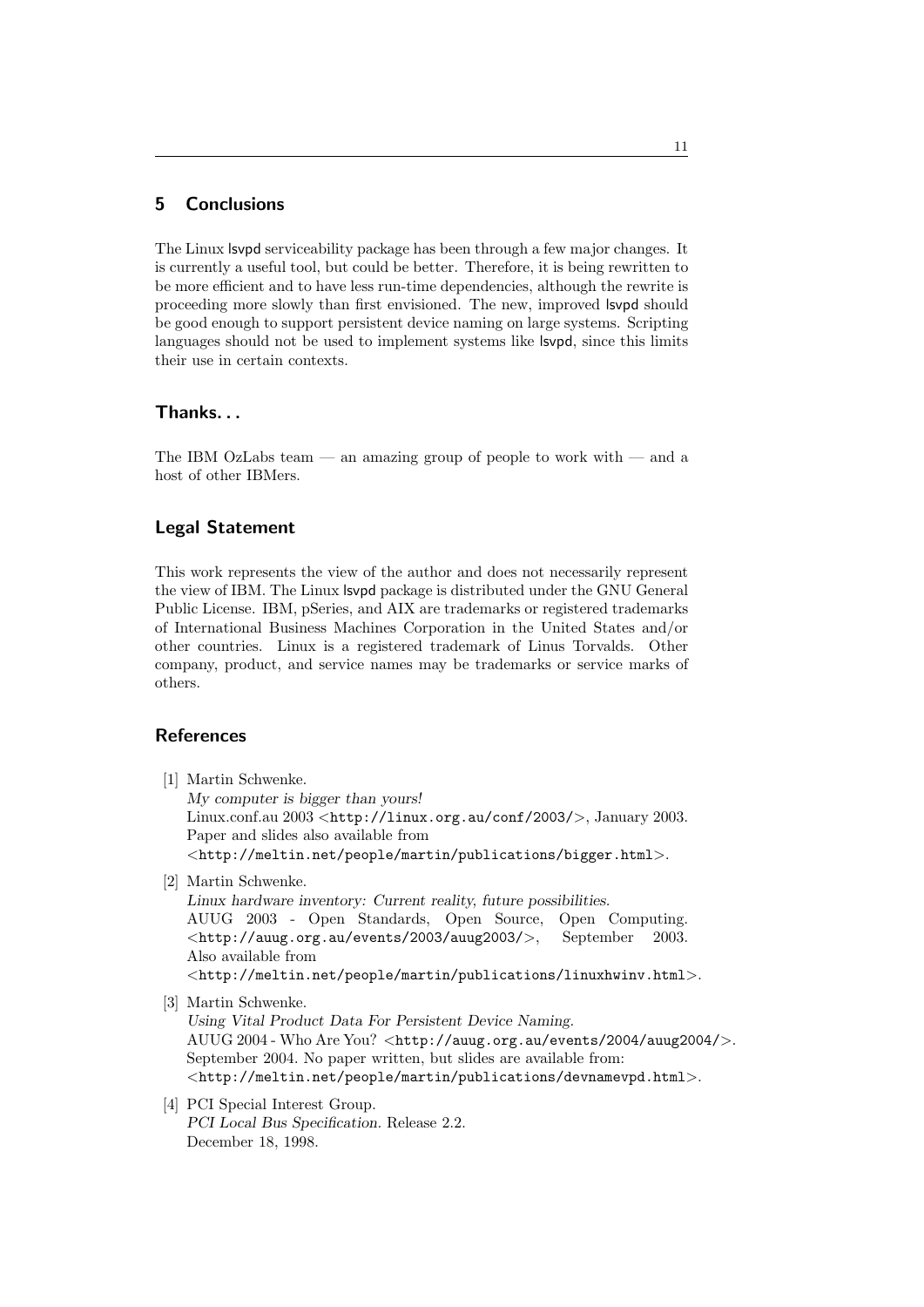## 5 Conclusions

The Linux lsvpd serviceability package has been through a few major changes. It is currently a useful tool, but could be better. Therefore, it is being rewritten to be more efficient and to have less run-time dependencies, although the rewrite is proceeding more slowly than first envisioned. The new, improved lsvpd should be good enough to support persistent device naming on large systems. Scripting languages should not be used to implement systems like lsvpd, since this limits their use in certain contexts.

### Thanks. . .

The IBM OzLabs team — an amazing group of people to work with — and a host of other IBMers.

### Legal Statement

This work represents the view of the author and does not necessarily represent the view of IBM. The Linux lsvpd package is distributed under the GNU General Public License. IBM, pSeries, and AIX are trademarks or registered trademarks of International Business Machines Corporation in the United States and/or other countries. Linux is a registered trademark of Linus Torvalds. Other company, product, and service names may be trademarks or service marks of others.

### References

[1] Martin Schwenke.
*My computer is bigger than yours!*
Linux.conf.au 2003 <`http://linux.org.au/conf/2003/`>, January 2003.
Paper and slides also available from
<`http://meltin.net/people/martin/publications/bigger.html`>.

[2] Martin Schwenke.
*Linux hardware inventory: Current reality, future possibilities.*
AUUG 2003 - Open Standards, Open Source, Open Computing.
<`http://auug.org.au/events/2003/auug2003/`>, September 2003.
Also available from
<`http://meltin.net/people/martin/publications/linuxhwinv.html`>.

[3] Martin Schwenke.
*Using Vital Product Data For Persistent Device Naming.*
AUUG 2004 - Who Are You? <`http://auug.org.au/events/2004/auug2004/`>.
September 2004. No paper written, but slides are available from:
<`http://meltin.net/people/martin/publications/devnamevpd.html`>.

[4] PCI Special Interest Group.
*PCI Local Bus Specification.* Release 2.2.
December 18, 1998.